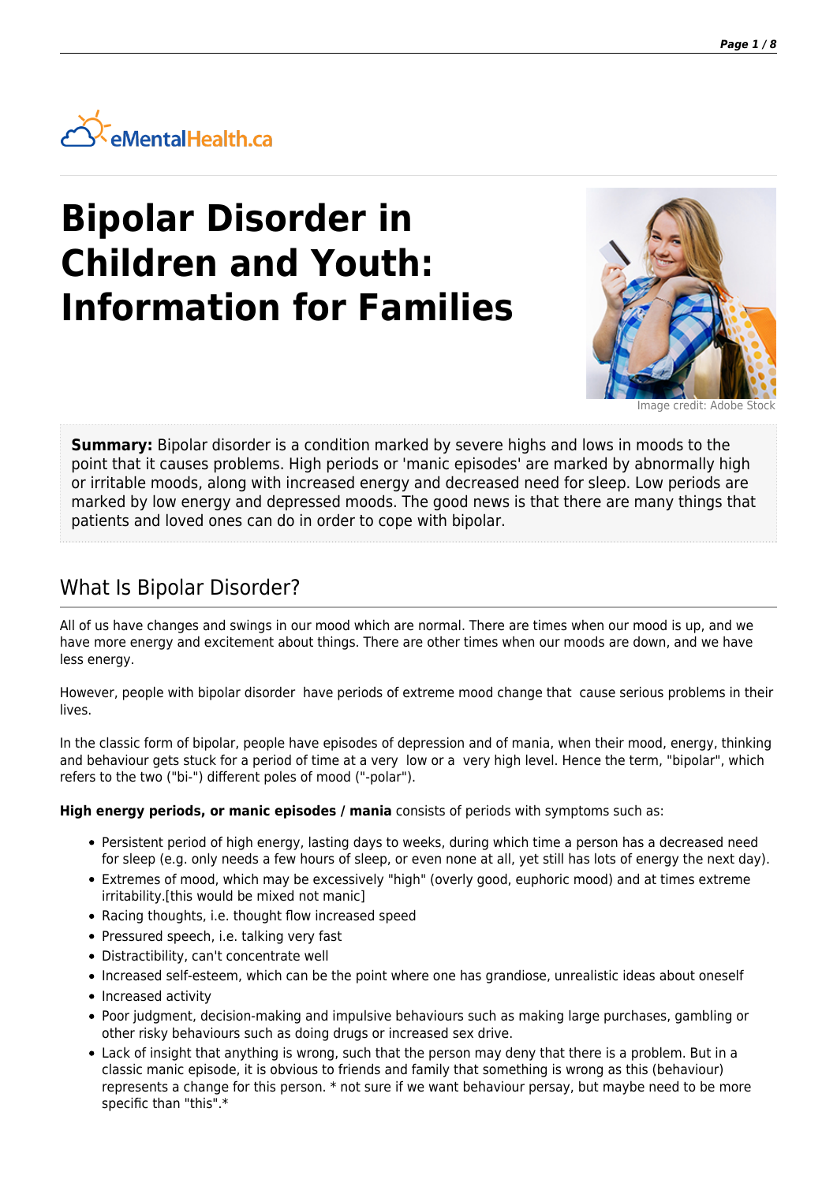eMentalHealth.ca

# Bipolar Disorder in Children and Youth: Information for Families

Image credit: Adobe Stock

**Summary:** Bipolar disorder is a condition marked by severe highs and lows in moods to the point that it causes problems. High periods or 'manic episodes' are marked by abnormally high or irritable moods, along with increased energy and decreased need for sleep. Low periods are marked by low energy and depressed moods. The good news is that there are many things that patients and loved ones can do in order to cope with bipolar.

## What Is Bipolar Disorder?

All of us have changes and swings in our mood which are normal. There are times when our mood is up, and we have more energy and excitement about things. There are other times when our moods are down, and we have less energy.

However, people with bipolar disorder have periods of extreme mood change that cause serious problems in their lives.

In the classic form of bipolar, people have episodes of depression and of mania, when their mood, energy, thinking and behaviour gets stuck for a period of time at a very low or a very high level. Hence the term, "bipolar", which refers to the two ("bi-") different poles of mood ("-polar").

**High energy periods, or manic episodes / mania** consists of periods with symptoms such as:

- Persistent period of high energy, lasting days to weeks, during which time a person has a decreased need for sleep (e.g. only needs a few hours of sleep, or even none at all, yet still has lots of energy the next day).
- Extremes of mood, which may be excessively "high" (overly good, euphoric mood) and at times extreme irritability.[this would be mixed not manic]
- Racing thoughts, i.e. thought flow increased speed
- Pressured speech, i.e. talking very fast
- Distractibility, can't concentrate well
- Increased self-esteem, which can be the point where one has grandiose, unrealistic ideas about oneself
- Increased activity
- Poor judgment, decision-making and impulsive behaviours such as making large purchases, gambling or other risky behaviours such as doing drugs or increased sex drive.
- Lack of insight that anything is wrong, such that the person may deny that there is a problem. But in a classic manic episode, it is obvious to friends and family that something is wrong as this (behaviour) represents a change for this person. * not sure if we want behaviour persay, but maybe need to be more specific than "this".*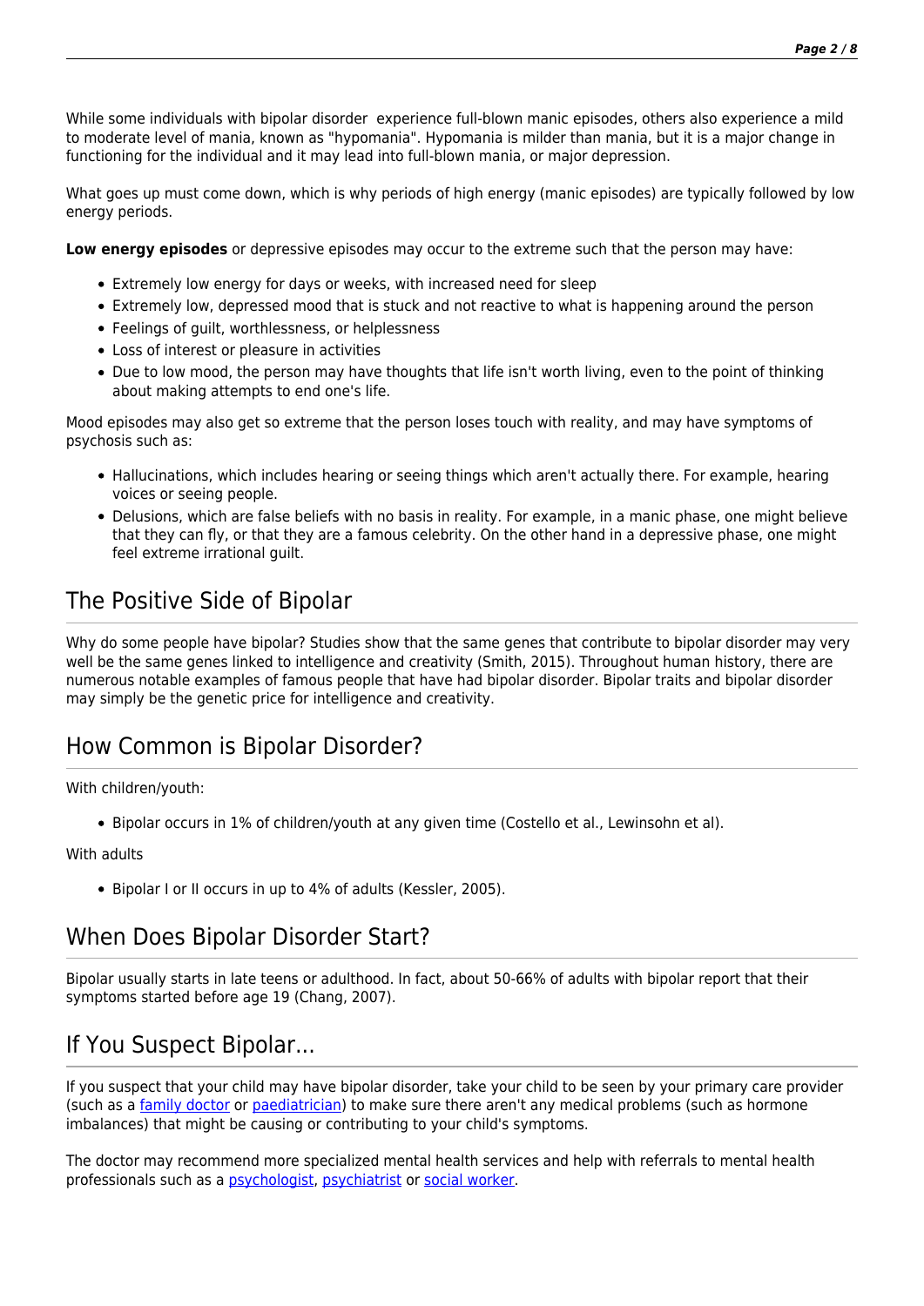While some individuals with bipolar disorder  experience full-blown manic episodes, others also experience a mild to moderate level of mania, known as "hypomania". Hypomania is milder than mania, but it is a major change in functioning for the individual and it may lead into full-blown mania, or major depression.

What goes up must come down, which is why periods of high energy (manic episodes) are typically followed by low energy periods.

**Low energy episodes** or depressive episodes may occur to the extreme such that the person may have:

- Extremely low energy for days or weeks, with increased need for sleep
- Extremely low, depressed mood that is stuck and not reactive to what is happening around the person
- Feelings of guilt, worthlessness, or helplessness
- Loss of interest or pleasure in activities
- Due to low mood, the person may have thoughts that life isn't worth living, even to the point of thinking about making attempts to end one's life.

Mood episodes may also get so extreme that the person loses touch with reality, and may have symptoms of psychosis such as:

- Hallucinations, which includes hearing or seeing things which aren't actually there. For example, hearing voices or seeing people.
- Delusions, which are false beliefs with no basis in reality. For example, in a manic phase, one might believe that they can fly, or that they are a famous celebrity. On the other hand in a depressive phase, one might feel extreme irrational guilt.

## The Positive Side of Bipolar

Why do some people have bipolar? Studies show that the same genes that contribute to bipolar disorder may very well be the same genes linked to intelligence and creativity (Smith, 2015). Throughout human history, there are numerous notable examples of famous people that have had bipolar disorder. Bipolar traits and bipolar disorder may simply be the genetic price for intelligence and creativity.

## How Common is Bipolar Disorder?

With children/youth:

- Bipolar occurs in 1% of children/youth at any given time (Costello et al., Lewinsohn et al).

With adults

- Bipolar I or II occurs in up to 4% of adults (Kessler, 2005).

## When Does Bipolar Disorder Start?

Bipolar usually starts in late teens or adulthood. In fact, about 50-66% of adults with bipolar report that their symptoms started before age 19 (Chang, 2007).

## If You Suspect Bipolar...

If you suspect that your child may have bipolar disorder, take your child to be seen by your primary care provider (such as a family doctor or paediatrician) to make sure there aren't any medical problems (such as hormone imbalances) that might be causing or contributing to your child's symptoms.

The doctor may recommend more specialized mental health services and help with referrals to mental health professionals such as a psychologist, psychiatrist or social worker.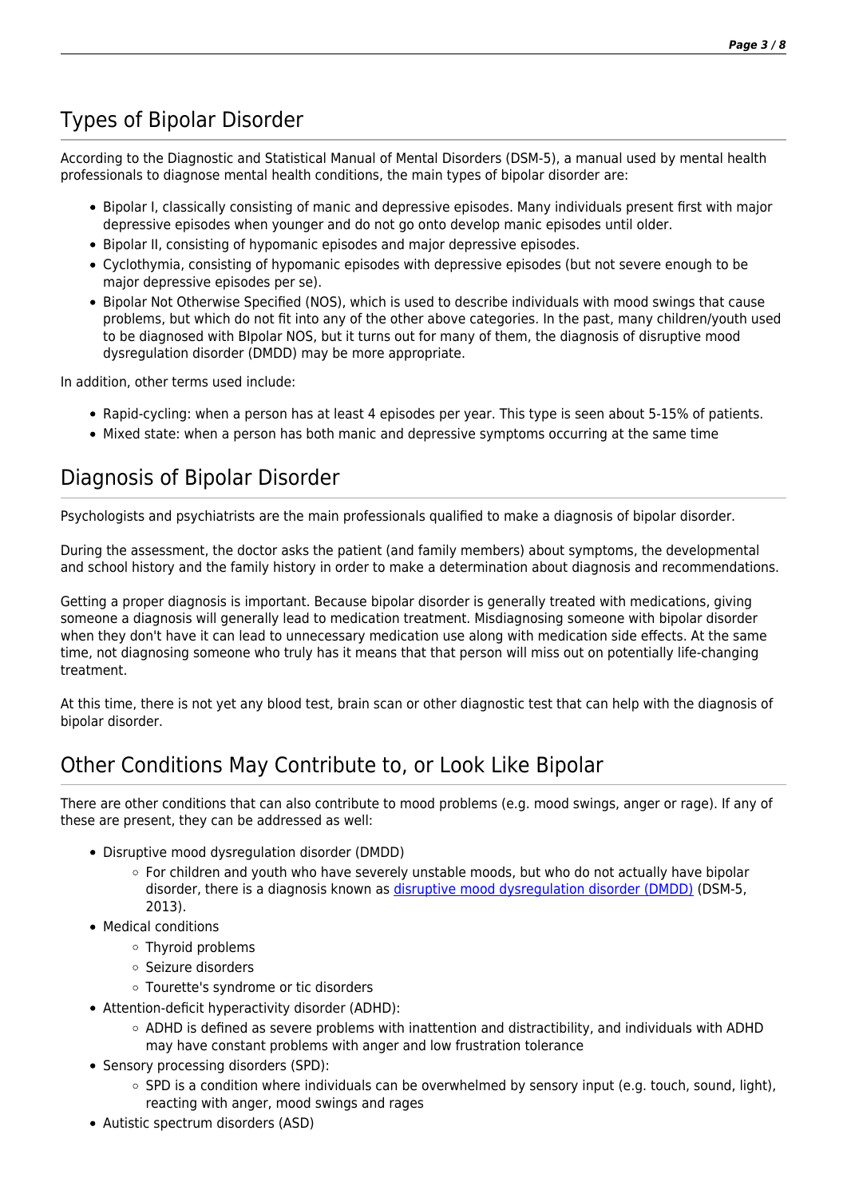## Types of Bipolar Disorder

According to the Diagnostic and Statistical Manual of Mental Disorders (DSM-5), a manual used by mental health professionals to diagnose mental health conditions, the main types of bipolar disorder are:

- Bipolar I, classically consisting of manic and depressive episodes. Many individuals present first with major depressive episodes when younger and do not go onto develop manic episodes until older.
- Bipolar II, consisting of hypomanic episodes and major depressive episodes.
- Cyclothymia, consisting of hypomanic episodes with depressive episodes (but not severe enough to be major depressive episodes per se).
- Bipolar Not Otherwise Specified (NOS), which is used to describe individuals with mood swings that cause problems, but which do not fit into any of the other above categories. In the past, many children/youth used to be diagnosed with BIpolar NOS, but it turns out for many of them, the diagnosis of disruptive mood dysregulation disorder (DMDD) may be more appropriate.

In addition, other terms used include:

- Rapid-cycling: when a person has at least 4 episodes per year. This type is seen about 5-15% of patients.
- Mixed state: when a person has both manic and depressive symptoms occurring at the same time

## Diagnosis of Bipolar Disorder

Psychologists and psychiatrists are the main professionals qualified to make a diagnosis of bipolar disorder.

During the assessment, the doctor asks the patient (and family members) about symptoms, the developmental and school history and the family history in order to make a determination about diagnosis and recommendations.

Getting a proper diagnosis is important. Because bipolar disorder is generally treated with medications, giving someone a diagnosis will generally lead to medication treatment. Misdiagnosing someone with bipolar disorder when they don't have it can lead to unnecessary medication use along with medication side effects. At the same time, not diagnosing someone who truly has it means that that person will miss out on potentially life-changing treatment.

At this time, there is not yet any blood test, brain scan or other diagnostic test that can help with the diagnosis of bipolar disorder.

## Other Conditions May Contribute to, or Look Like Bipolar

There are other conditions that can also contribute to mood problems (e.g. mood swings, anger or rage). If any of these are present, they can be addressed as well:

- Disruptive mood dysregulation disorder (DMDD)
  - For children and youth who have severely unstable moods, but who do not actually have bipolar disorder, there is a diagnosis known as disruptive mood dysregulation disorder (DMDD) (DSM-5, 2013).
- Medical conditions
  - Thyroid problems
  - Seizure disorders
  - Tourette's syndrome or tic disorders
- Attention-deficit hyperactivity disorder (ADHD):
  - ADHD is defined as severe problems with inattention and distractibility, and individuals with ADHD may have constant problems with anger and low frustration tolerance
- Sensory processing disorders (SPD):
  - SPD is a condition where individuals can be overwhelmed by sensory input (e.g. touch, sound, light), reacting with anger, mood swings and rages
- Autistic spectrum disorders (ASD)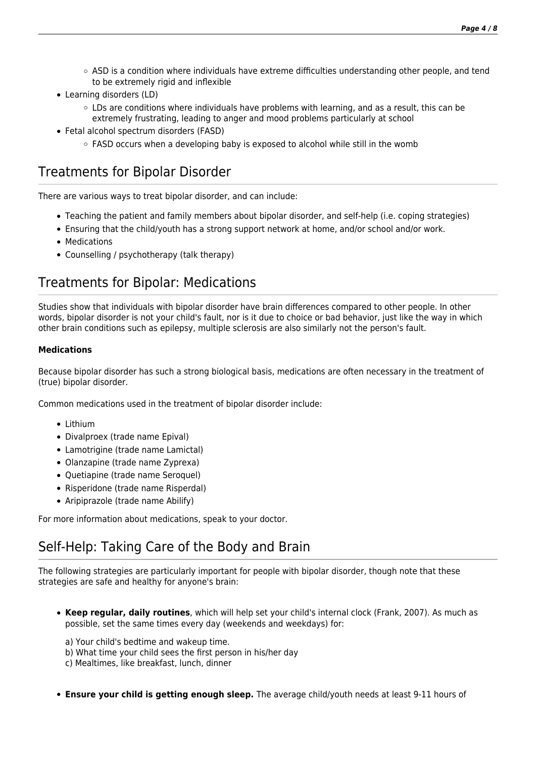- ASD is a condition where individuals have extreme difficulties understanding other people, and tend to be extremely rigid and inflexible
- Learning disorders (LD)
    - LDs are conditions where individuals have problems with learning, and as a result, this can be extremely frustrating, leading to anger and mood problems particularly at school
- Fetal alcohol spectrum disorders (FASD)
    - FASD occurs when a developing baby is exposed to alcohol while still in the womb

## Treatments for Bipolar Disorder

There are various ways to treat bipolar disorder, and can include:

- Teaching the patient and family members about bipolar disorder, and self-help (i.e. coping strategies)
- Ensuring that the child/youth has a strong support network at home, and/or school and/or work.
- Medications
- Counselling / psychotherapy (talk therapy)

## Treatments for Bipolar: Medications

Studies show that individuals with bipolar disorder have brain differences compared to other people. In other words, bipolar disorder is not your child's fault, nor is it due to choice or bad behavior, just like the way in which other brain conditions such as epilepsy, multiple sclerosis are also similarly not the person's fault.

**Medications**

Because bipolar disorder has such a strong biological basis, medications are often necessary in the treatment of (true) bipolar disorder.

Common medications used in the treatment of bipolar disorder include:

- Lithium
- Divalproex (trade name Epival)
- Lamotrigine (trade name Lamictal)
- Olanzapine (trade name Zyprexa)
- Quetiapine (trade name Seroquel)
- Risperidone (trade name Risperdal)
- Aripiprazole (trade name Abilify)

For more information about medications, speak to your doctor.

## Self-Help: Taking Care of the Body and Brain

The following strategies are particularly important for people with bipolar disorder, though note that these strategies are safe and healthy for anyone's brain:

- **Keep regular, daily routines**, which will help set your child's internal clock (Frank, 2007). As much as possible, set the same times every day (weekends and weekdays) for:

  a) Your child's bedtime and wakeup time.
  b) What time your child sees the first person in his/her day
  c) Mealtimes, like breakfast, lunch, dinner

- **Ensure your child is getting enough sleep.** The average child/youth needs at least 9-11 hours of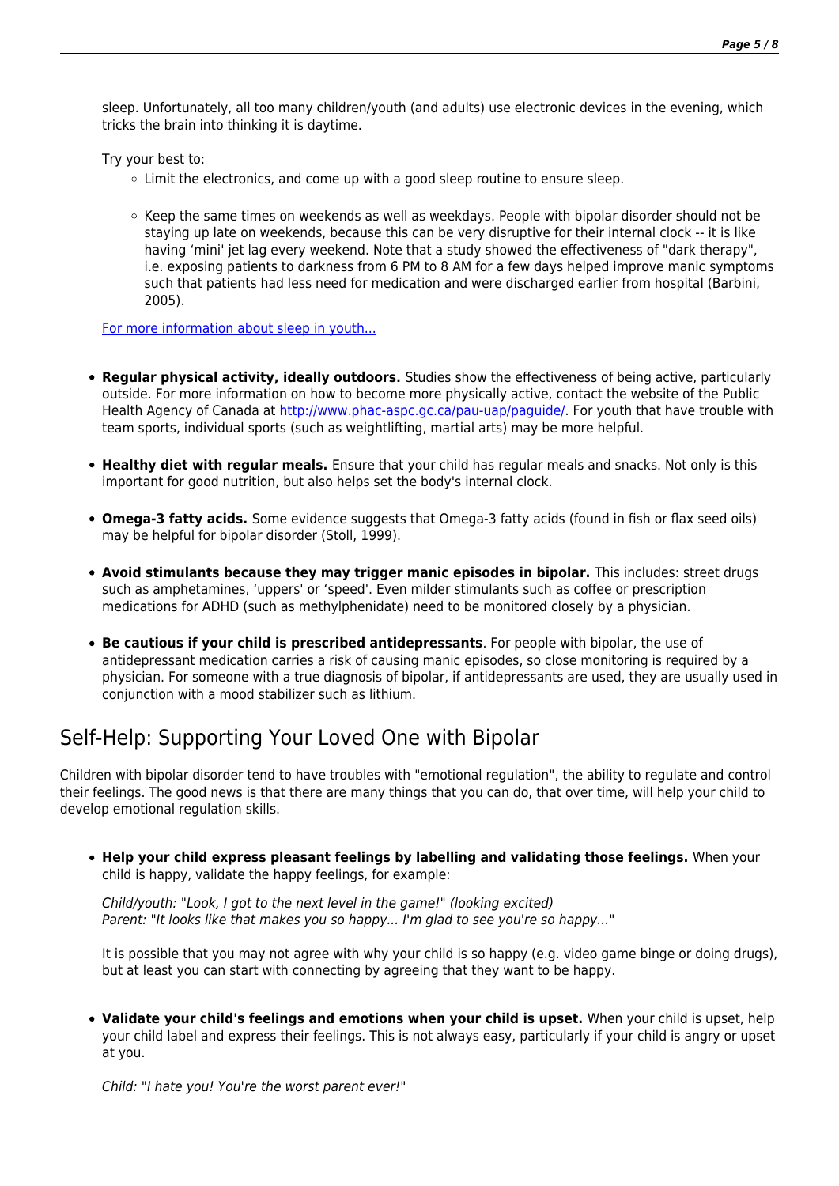sleep. Unfortunately, all too many children/youth (and adults) use electronic devices in the evening, which tricks the brain into thinking it is daytime.

Try your best to:

- Limit the electronics, and come up with a good sleep routine to ensure sleep.
- Keep the same times on weekends as well as weekdays. People with bipolar disorder should not be staying up late on weekends, because this can be very disruptive for their internal clock -- it is like having 'mini' jet lag every weekend. Note that a study showed the effectiveness of "dark therapy", i.e. exposing patients to darkness from 6 PM to 8 AM for a few days helped improve manic symptoms such that patients had less need for medication and were discharged earlier from hospital (Barbini, 2005).

[For more information about sleep in youth...]()

- **Regular physical activity, ideally outdoors.** Studies show the effectiveness of being active, particularly outside. For more information on how to become more physically active, contact the website of the Public Health Agency of Canada at [http://www.phac-aspc.gc.ca/pau-uap/paguide/](http://www.phac-aspc.gc.ca/pau-uap/paguide/). For youth that have trouble with team sports, individual sports (such as weightlifting, martial arts) may be more helpful.
- **Healthy diet with regular meals.** Ensure that your child has regular meals and snacks. Not only is this important for good nutrition, but also helps set the body's internal clock.
- **Omega-3 fatty acids.** Some evidence suggests that Omega-3 fatty acids (found in fish or flax seed oils) may be helpful for bipolar disorder (Stoll, 1999).
- **Avoid stimulants because they may trigger manic episodes in bipolar.** This includes: street drugs such as amphetamines, 'uppers' or 'speed'. Even milder stimulants such as coffee or prescription medications for ADHD (such as methylphenidate) need to be monitored closely by a physician.
- **Be cautious if your child is prescribed antidepressants**. For people with bipolar, the use of antidepressant medication carries a risk of causing manic episodes, so close monitoring is required by a physician. For someone with a true diagnosis of bipolar, if antidepressants are used, they are usually used in conjunction with a mood stabilizer such as lithium.

## Self-Help: Supporting Your Loved One with Bipolar

Children with bipolar disorder tend to have troubles with "emotional regulation", the ability to regulate and control their feelings. The good news is that there are many things that you can do, that over time, will help your child to develop emotional regulation skills.

- **Help your child express pleasant feelings by labelling and validating those feelings.** When your child is happy, validate the happy feelings, for example:

  *Child/youth: "Look, I got to the next level in the game!" (looking excited)*
  *Parent: "It looks like that makes you so happy... I'm glad to see you're so happy..."*

  It is possible that you may not agree with why your child is so happy (e.g. video game binge or doing drugs), but at least you can start with connecting by agreeing that they want to be happy.

- **Validate your child's feelings and emotions when your child is upset.** When your child is upset, help your child label and express their feelings. This is not always easy, particularly if your child is angry or upset at you.

  *Child: "I hate you! You're the worst parent ever!"*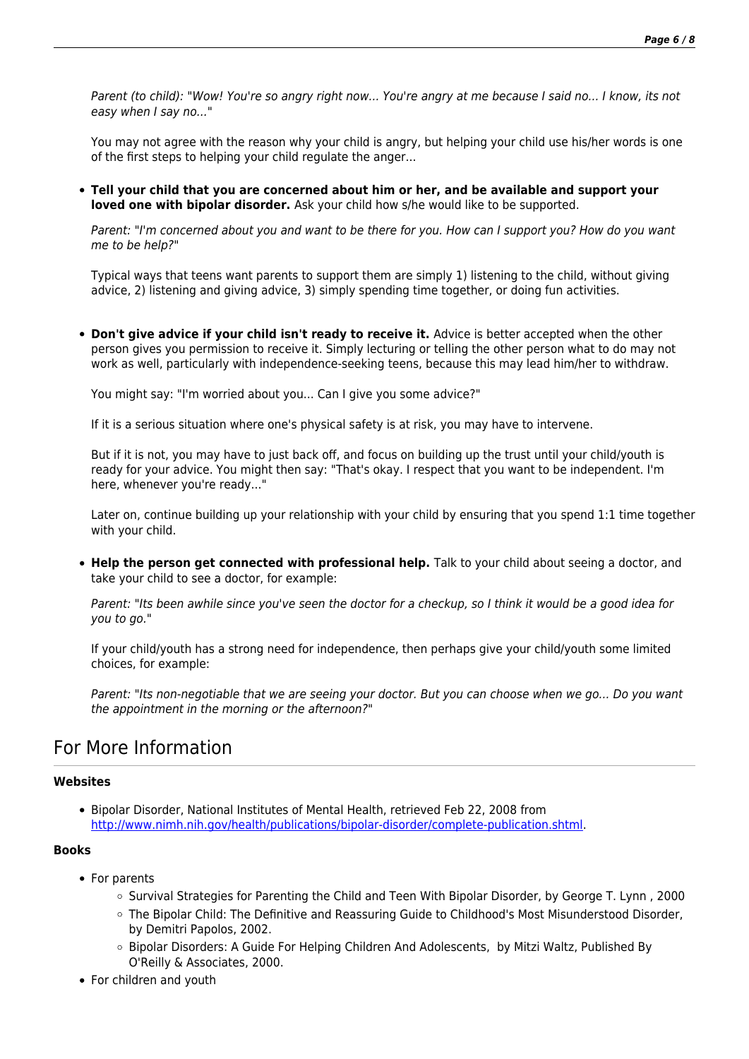*Parent (to child): "Wow! You're so angry right now... You're angry at me because I said no... I know, its not easy when I say no..."*

You may not agree with the reason why your child is angry, but helping your child use his/her words is one of the first steps to helping your child regulate the anger...

- **Tell your child that you are concerned about him or her, and be available and support your loved one with bipolar disorder.** Ask your child how s/he would like to be supported.

  *Parent: "I'm concerned about you and want to be there for you. How can I support you? How do you want me to be help?"*

  Typical ways that teens want parents to support them are simply 1) listening to the child, without giving advice, 2) listening and giving advice, 3) simply spending time together, or doing fun activities.

- **Don't give advice if your child isn't ready to receive it.** Advice is better accepted when the other person gives you permission to receive it. Simply lecturing or telling the other person what to do may not work as well, particularly with independence-seeking teens, because this may lead him/her to withdraw.

  You might say: "I'm worried about you... Can I give you some advice?"

  If it is a serious situation where one's physical safety is at risk, you may have to intervene.

  But if it is not, you may have to just back off, and focus on building up the trust until your child/youth is ready for your advice. You might then say: "That's okay. I respect that you want to be independent. I'm here, whenever you're ready..."

  Later on, continue building up your relationship with your child by ensuring that you spend 1:1 time together with your child.

- **Help the person get connected with professional help.** Talk to your child about seeing a doctor, and take your child to see a doctor, for example:

  *Parent: "Its been awhile since you've seen the doctor for a checkup, so I think it would be a good idea for you to go."*

  If your child/youth has a strong need for independence, then perhaps give your child/youth some limited choices, for example:

  *Parent: "Its non-negotiable that we are seeing your doctor. But you can choose when we go... Do you want the appointment in the morning or the afternoon?"*

## For More Information

**Websites**

- Bipolar Disorder, National Institutes of Mental Health, retrieved Feb 22, 2008 from [http://www.nimh.nih.gov/health/publications/bipolar-disorder/complete-publication.shtml](http://www.nimh.nih.gov/health/publications/bipolar-disorder/complete-publication.shtml).

**Books**

- For parents
  - Survival Strategies for Parenting the Child and Teen With Bipolar Disorder, by George T. Lynn , 2000
  - The Bipolar Child: The Definitive and Reassuring Guide to Childhood's Most Misunderstood Disorder, by Demitri Papolos, 2002.
  - Bipolar Disorders: A Guide For Helping Children And Adolescents, by Mitzi Waltz, Published By O'Reilly & Associates, 2000.
- For children and youth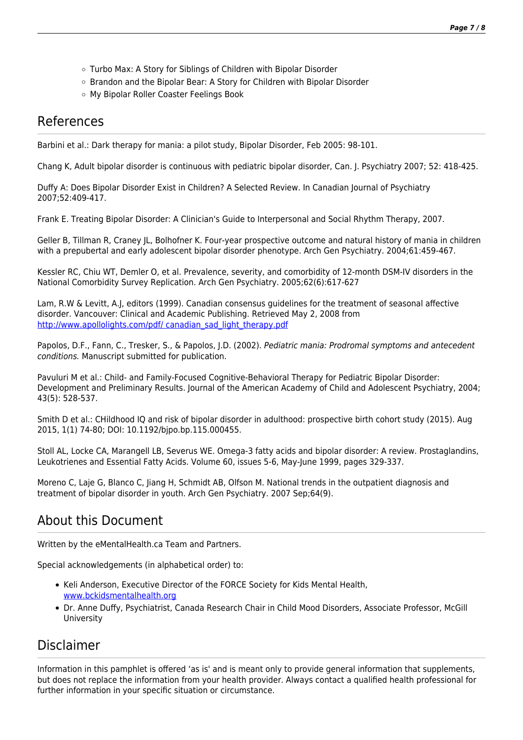- Turbo Max: A Story for Siblings of Children with Bipolar Disorder
- Brandon and the Bipolar Bear: A Story for Children with Bipolar Disorder
- My Bipolar Roller Coaster Feelings Book

## References

Barbini et al.: Dark therapy for mania: a pilot study, Bipolar Disorder, Feb 2005: 98-101.

Chang K, Adult bipolar disorder is continuous with pediatric bipolar disorder, Can. J. Psychiatry 2007; 52: 418-425.

Duffy A: Does Bipolar Disorder Exist in Children? A Selected Review. In Canadian Journal of Psychiatry 2007;52:409-417.

Frank E. Treating Bipolar Disorder: A Clinician's Guide to Interpersonal and Social Rhythm Therapy, 2007.

Geller B, Tillman R, Craney JL, Bolhofner K. Four-year prospective outcome and natural history of mania in children with a prepubertal and early adolescent bipolar disorder phenotype. Arch Gen Psychiatry. 2004;61:459-467.

Kessler RC, Chiu WT, Demler O, et al. Prevalence, severity, and comorbidity of 12-month DSM-IV disorders in the National Comorbidity Survey Replication. Arch Gen Psychiatry. 2005;62(6):617-627

Lam, R.W & Levitt, A.J, editors (1999). Canadian consensus guidelines for the treatment of seasonal affective disorder. Vancouver: Clinical and Academic Publishing. Retrieved May 2, 2008 from [http://www.apollolights.com/pdf/ canadian_sad_light_therapy.pdf](http://www.apollolights.com/pdf/canadian_sad_light_therapy.pdf)

Papolos, D.F., Fann, C., Tresker, S., & Papolos, J.D. (2002). *Pediatric mania: Prodromal symptoms and antecedent conditions.* Manuscript submitted for publication.

Pavuluri M et al.: Child- and Family-Focused Cognitive-Behavioral Therapy for Pediatric Bipolar Disorder: Development and Preliminary Results. Journal of the American Academy of Child and Adolescent Psychiatry, 2004; 43(5): 528-537.

Smith D et al.: CHildhood IQ and risk of bipolar disorder in adulthood: prospective birth cohort study (2015). Aug 2015, 1(1) 74-80; DOI: 10.1192/bjpo.bp.115.000455.

Stoll AL, Locke CA, Marangell LB, Severus WE. Omega-3 fatty acids and bipolar disorder: A review. Prostaglandins, Leukotrienes and Essential Fatty Acids. Volume 60, issues 5-6, May-June 1999, pages 329-337.

Moreno C, Laje G, Blanco C, Jiang H, Schmidt AB, Olfson M. National trends in the outpatient diagnosis and treatment of bipolar disorder in youth. Arch Gen Psychiatry. 2007 Sep;64(9).

## About this Document

Written by the eMentalHealth.ca Team and Partners.

Special acknowledgements (in alphabetical order) to:

- Keli Anderson, Executive Director of the FORCE Society for Kids Mental Health, [www.bckidsmentalhealth.org](http://www.bckidsmentalhealth.org)
- Dr. Anne Duffy, Psychiatrist, Canada Research Chair in Child Mood Disorders, Associate Professor, McGill University

## Disclaimer

Information in this pamphlet is offered 'as is' and is meant only to provide general information that supplements, but does not replace the information from your health provider. Always contact a qualified health professional for further information in your specific situation or circumstance.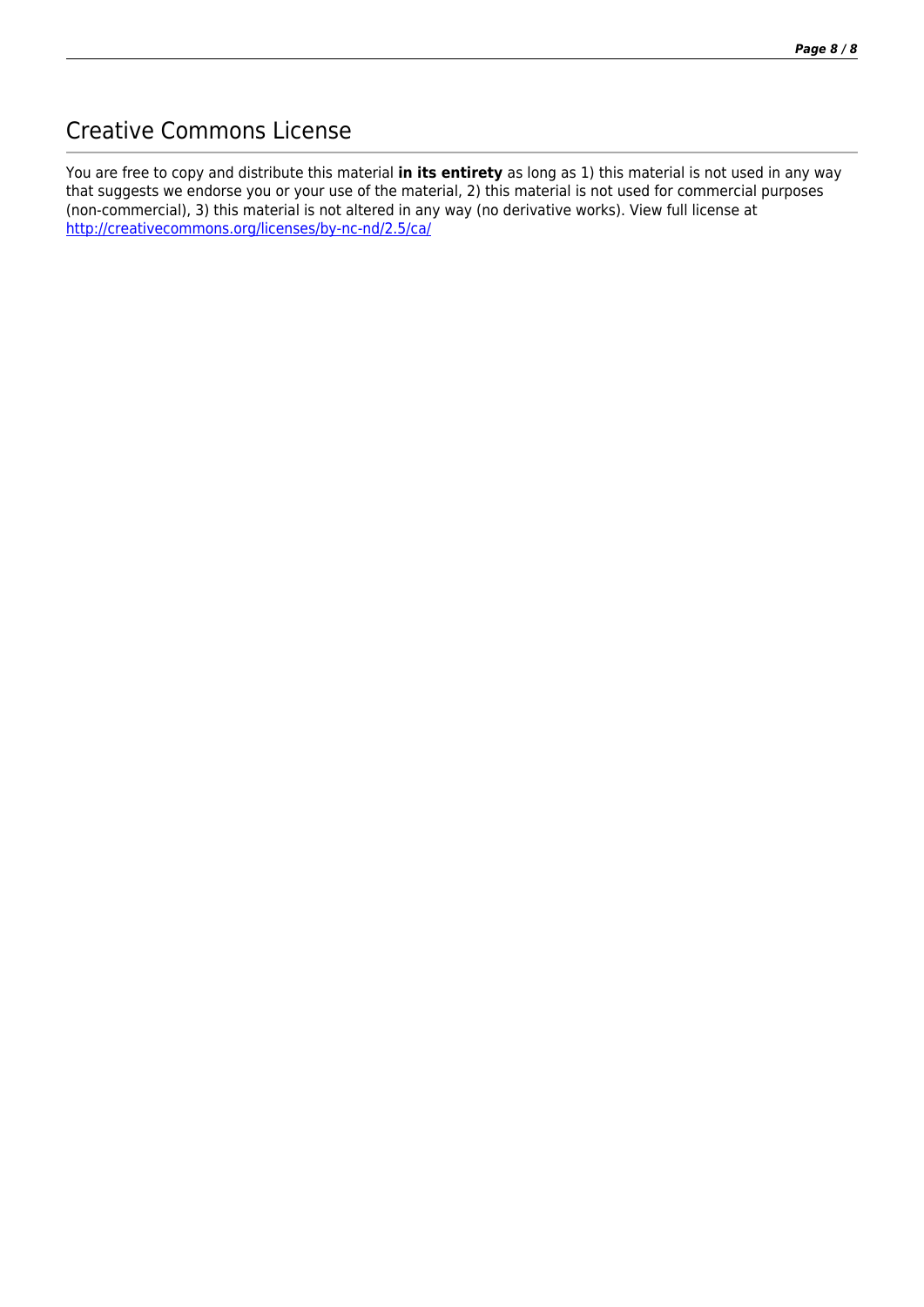## Creative Commons License

You are free to copy and distribute this material **in its entirety** as long as 1) this material is not used in any way that suggests we endorse you or your use of the material, 2) this material is not used for commercial purposes (non-commercial), 3) this material is not altered in any way (no derivative works). View full license at [http://creativecommons.org/licenses/by-nc-nd/2.5/ca/](http://creativecommons.org/licenses/by-nc-nd/2.5/ca/)